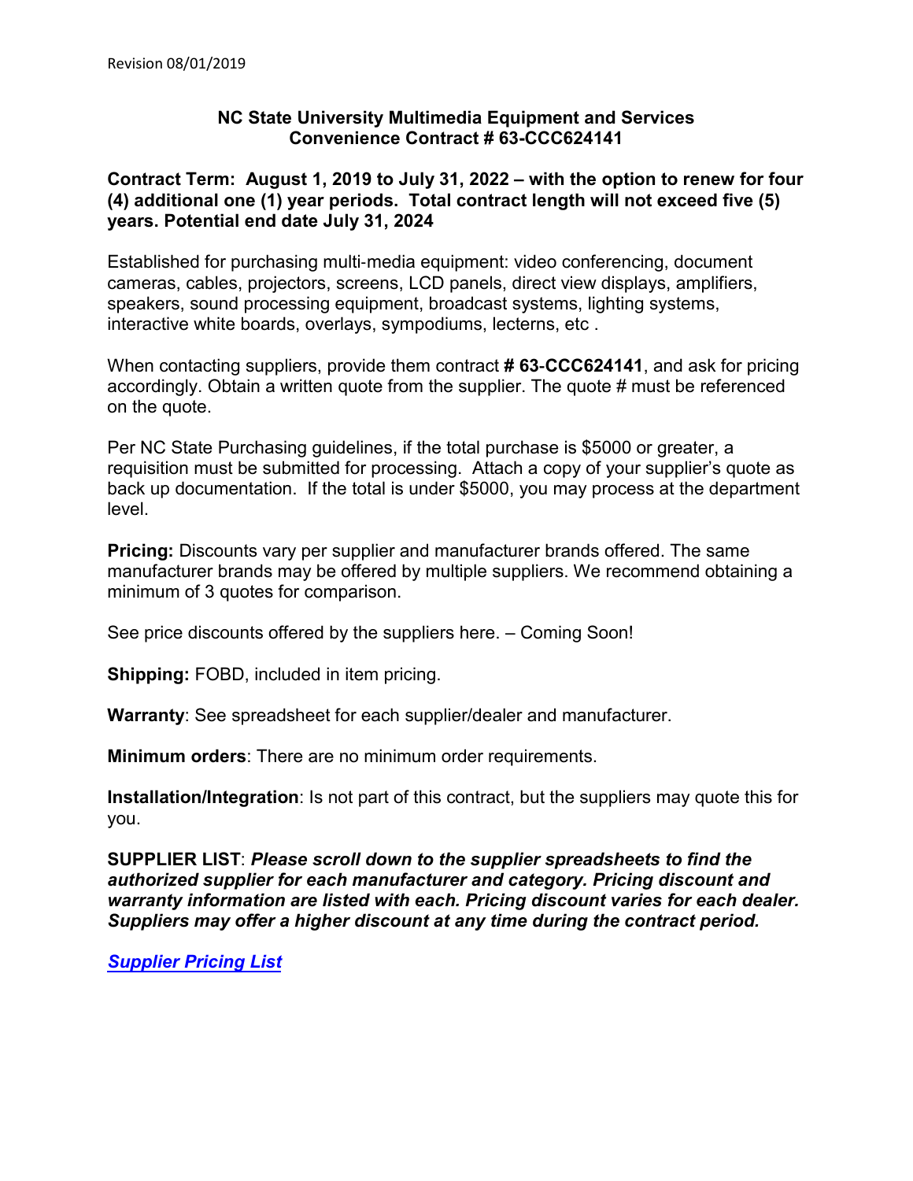Revision 08/01/2019

# NC State University Multimedia Equipment and Services Convenience Contract # 63-CCC624141

**Contract Term: August 1, 2019 to July 31, 2022 – with the option to renew for four (4) additional one (1) year periods. Total contract length will not exceed five (5) years. Potential end date July 31, 2024**

Established for purchasing multi-media equipment: video conferencing, document cameras, cables, projectors, screens, LCD panels, direct view displays, amplifiers, speakers, sound processing equipment, broadcast systems, lighting systems, interactive white boards, overlays, sympodiums, lecterns, etc .

When contacting suppliers, provide them contract **# 63-CCC624141**, and ask for pricing accordingly. Obtain a written quote from the supplier. The quote # must be referenced on the quote.

Per NC State Purchasing guidelines, if the total purchase is $5000 or greater, a requisition must be submitted for processing. Attach a copy of your supplier's quote as back up documentation. If the total is under $5000, you may process at the department level.

**Pricing:** Discounts vary per supplier and manufacturer brands offered. The same manufacturer brands may be offered by multiple suppliers. We recommend obtaining a minimum of 3 quotes for comparison.

See price discounts offered by the suppliers here. – Coming Soon!

**Shipping:** FOBD, included in item pricing.

**Warranty**: See spreadsheet for each supplier/dealer and manufacturer.

**Minimum orders**: There are no minimum order requirements.

**Installation/Integration**: Is not part of this contract, but the suppliers may quote this for you.

**SUPPLIER LIST**: ***Please scroll down to the supplier spreadsheets to find the authorized supplier for each manufacturer and category. Pricing discount and warranty information are listed with each. Pricing discount varies for each dealer. Suppliers may offer a higher discount at any time during the contract period.***

***Supplier Pricing List***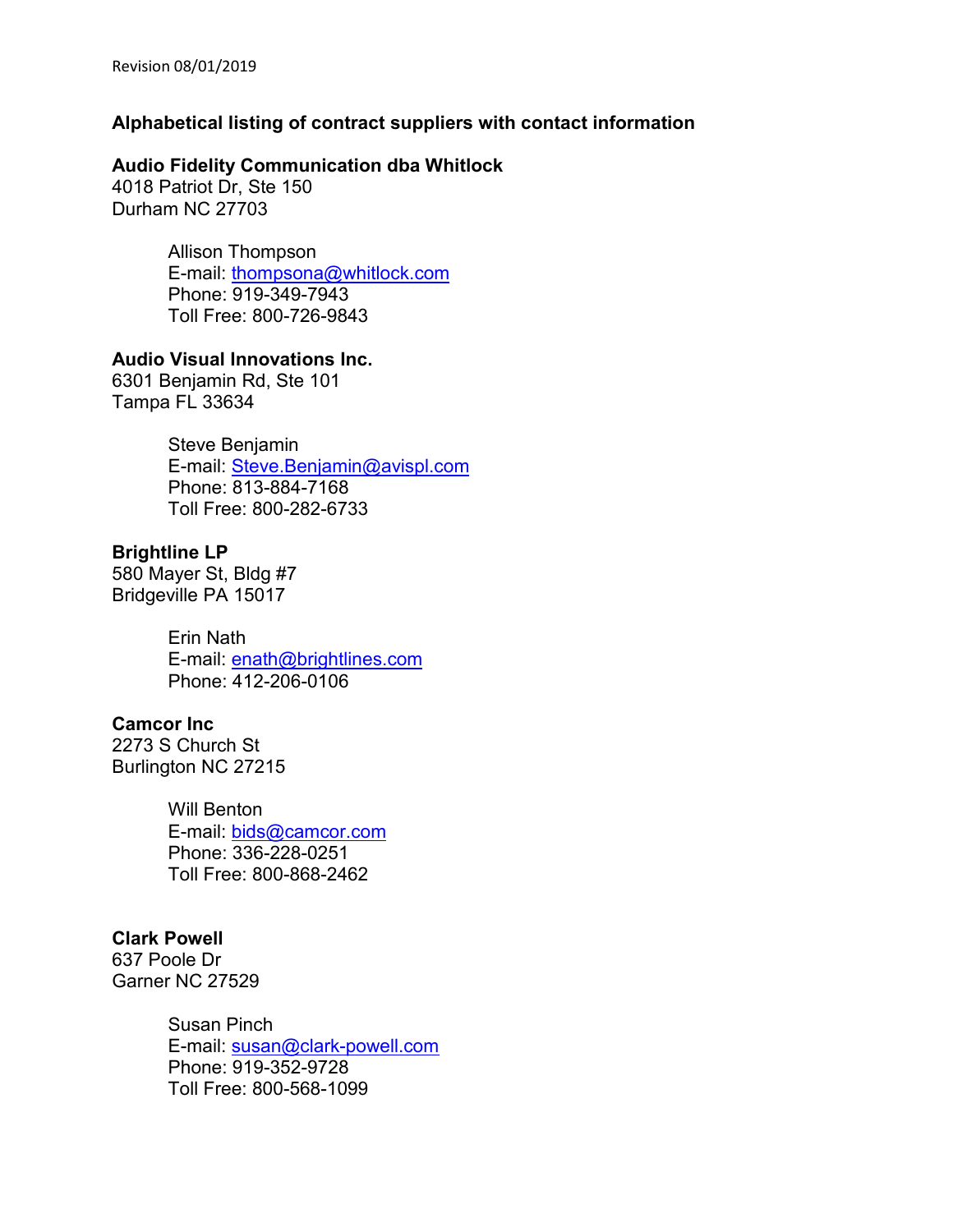Revision 08/01/2019

**Alphabetical listing of contract suppliers with contact information**

**Audio Fidelity Communication dba Whitlock**
4018 Patriot Dr, Ste 150
Durham NC 27703

> Allison Thompson
> E-mail: thompsona@whitlock.com
> Phone: 919-349-7943
> Toll Free: 800-726-9843

**Audio Visual Innovations Inc.**
6301 Benjamin Rd, Ste 101
Tampa FL 33634

> Steve Benjamin
> E-mail: Steve.Benjamin@avispl.com
> Phone: 813-884-7168
> Toll Free: 800-282-6733

**Brightline LP**
580 Mayer St, Bldg #7
Bridgeville PA 15017

> Erin Nath
> E-mail: enath@brightlines.com
> Phone: 412-206-0106

**Camcor Inc**
2273 S Church St
Burlington NC 27215

> Will Benton
> E-mail: bids@camcor.com
> Phone: 336-228-0251
> Toll Free: 800-868-2462

**Clark Powell**
637 Poole Dr
Garner NC 27529

> Susan Pinch
> E-mail: susan@clark-powell.com
> Phone: 919-352-9728
> Toll Free: 800-568-1099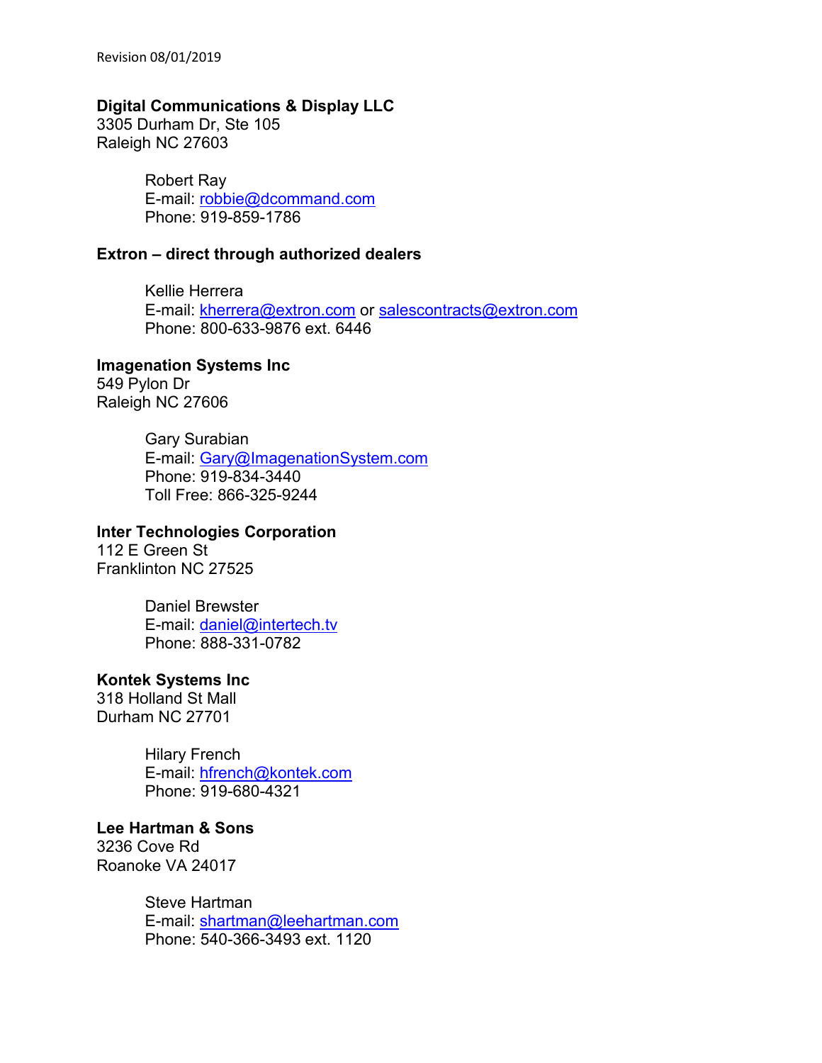**Digital Communications & Display LLC**
3305 Durham Dr, Ste 105
Raleigh NC 27603

> Robert Ray
> E-mail: robbie@dcommand.com
> Phone: 919-859-1786

**Extron – direct through authorized dealers**

> Kellie Herrera
> E-mail: kherrera@extron.com or salescontracts@extron.com
> Phone: 800-633-9876 ext. 6446

**Imagenation Systems Inc**
549 Pylon Dr
Raleigh NC 27606

> Gary Surabian
> E-mail: Gary@ImagenationSystem.com
> Phone: 919-834-3440
> Toll Free: 866-325-9244

**Inter Technologies Corporation**
112 E Green St
Franklinton NC 27525

> Daniel Brewster
> E-mail: daniel@intertech.tv
> Phone: 888-331-0782

**Kontek Systems Inc**
318 Holland St Mall
Durham NC 27701

> Hilary French
> E-mail: hfrench@kontek.com
> Phone: 919-680-4321

**Lee Hartman & Sons**
3236 Cove Rd
Roanoke VA 24017

> Steve Hartman
> E-mail: shartman@leehartman.com
> Phone: 540-366-3493 ext. 1120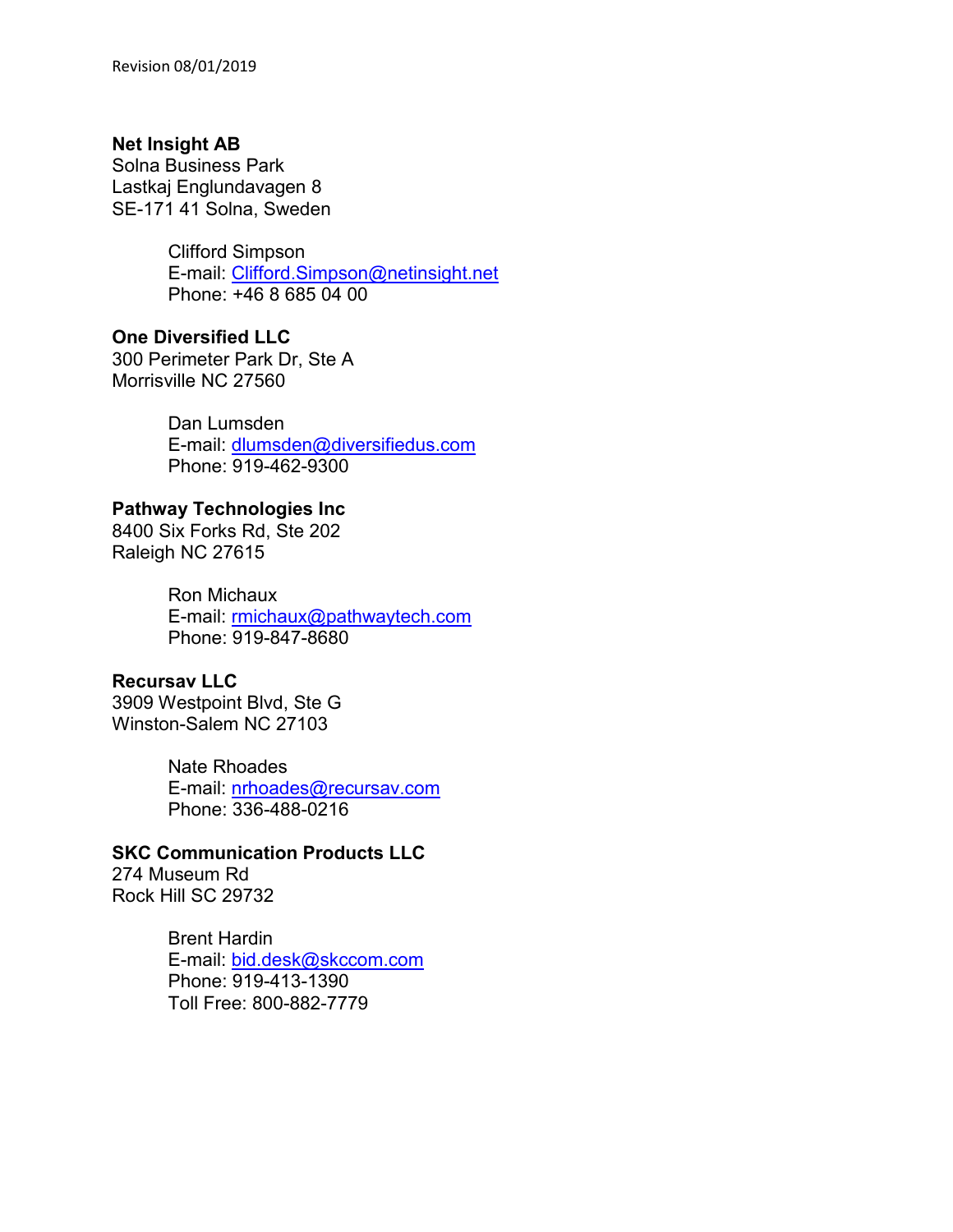**Net Insight AB**
Solna Business Park
Lastkaj Englundavagen 8
SE-171 41 Solna, Sweden

> Clifford Simpson
> E-mail: Clifford.Simpson@netinsight.net
> Phone: +46 8 685 04 00

**One Diversified LLC**
300 Perimeter Park Dr, Ste A
Morrisville NC 27560

> Dan Lumsden
> E-mail: dlumsden@diversifiedus.com
> Phone: 919-462-9300

**Pathway Technologies Inc**
8400 Six Forks Rd, Ste 202
Raleigh NC 27615

> Ron Michaux
> E-mail: rmichaux@pathwaytech.com
> Phone: 919-847-8680

**Recursav LLC**
3909 Westpoint Blvd, Ste G
Winston-Salem NC 27103

> Nate Rhoades
> E-mail: nrhoades@recursav.com
> Phone: 336-488-0216

**SKC Communication Products LLC**
274 Museum Rd
Rock Hill SC 29732

> Brent Hardin
> E-mail: bid.desk@skccom.com
> Phone: 919-413-1390
> Toll Free: 800-882-7779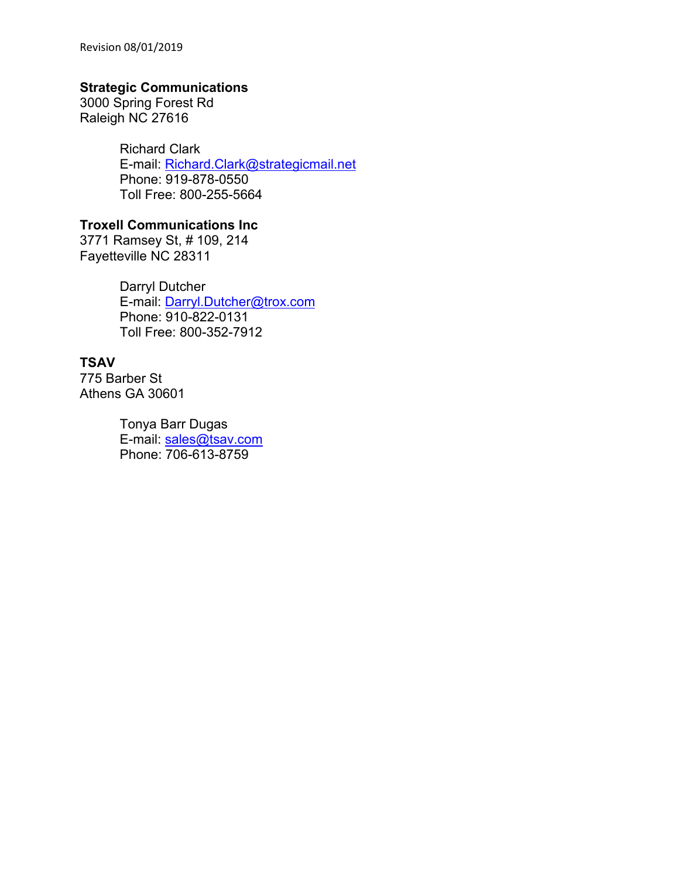Revision 08/01/2019

**Strategic Communications**
3000 Spring Forest Rd
Raleigh NC 27616

Richard Clark
E-mail: Richard.Clark@strategicmail.net
Phone: 919-878-0550
Toll Free: 800-255-5664

**Troxell Communications Inc**
3771 Ramsey St, # 109, 214
Fayetteville NC 28311

Darryl Dutcher
E-mail: Darryl.Dutcher@trox.com
Phone: 910-822-0131
Toll Free: 800-352-7912

**TSAV**
775 Barber St
Athens GA 30601

Tonya Barr Dugas
E-mail: sales@tsav.com
Phone: 706-613-8759